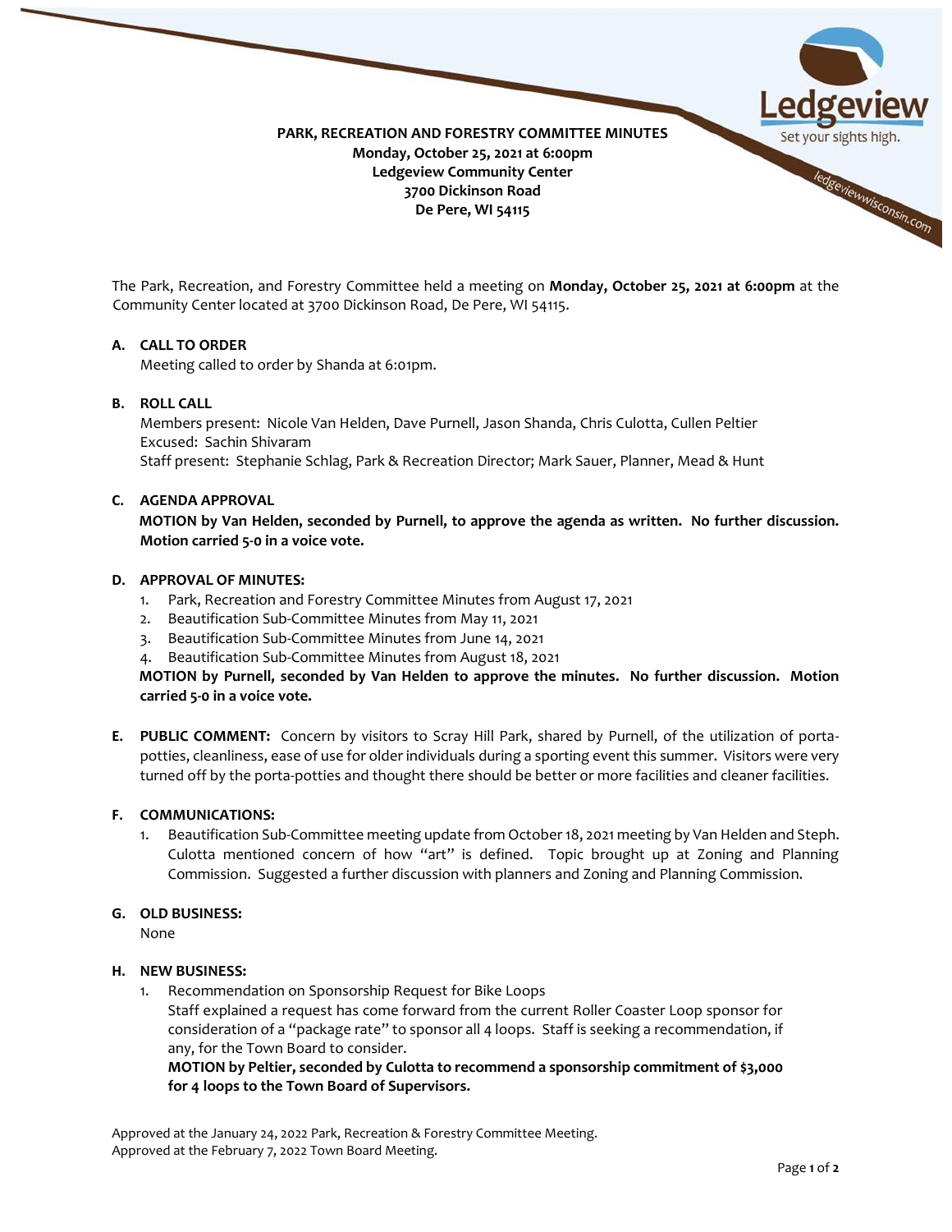**PARK, RECREATION AND FORESTRY COMMITTEE MINUTES**
**Monday, October 25, 2021 at 6:00pm**
**Ledgeview Community Center**
**3700 Dickinson Road**
**De Pere, WI 54115**

The Park, Recreation, and Forestry Committee held a meeting on **Monday, October 25, 2021 at 6:00pm** at the Community Center located at 3700 Dickinson Road, De Pere, WI 54115.

**A. CALL TO ORDER**

Meeting called to order by Shanda at 6:01pm.

**B. ROLL CALL**

Members present: Nicole Van Helden, Dave Purnell, Jason Shanda, Chris Culotta, Cullen Peltier
Excused: Sachin Shivaram
Staff present: Stephanie Schlag, Park & Recreation Director; Mark Sauer, Planner, Mead & Hunt

**C. AGENDA APPROVAL**

**MOTION by Van Helden, seconded by Purnell, to approve the agenda as written. No further discussion. Motion carried 5-0 in a voice vote.**

**D. APPROVAL OF MINUTES:**

1. Park, Recreation and Forestry Committee Minutes from August 17, 2021
2. Beautification Sub-Committee Minutes from May 11, 2021
3. Beautification Sub-Committee Minutes from June 14, 2021
4. Beautification Sub-Committee Minutes from August 18, 2021

**MOTION by Purnell, seconded by Van Helden to approve the minutes. No further discussion. Motion carried 5-0 in a voice vote.**

**E. PUBLIC COMMENT:** Concern by visitors to Scray Hill Park, shared by Purnell, of the utilization of porta-potties, cleanliness, ease of use for older individuals during a sporting event this summer. Visitors were very turned off by the porta-potties and thought there should be better or more facilities and cleaner facilities.

**F. COMMUNICATIONS:**

1. Beautification Sub-Committee meeting update from October 18, 2021 meeting by Van Helden and Steph. Culotta mentioned concern of how "art" is defined. Topic brought up at Zoning and Planning Commission. Suggested a further discussion with planners and Zoning and Planning Commission.

**G. OLD BUSINESS:**

None

**H. NEW BUSINESS:**

1. Recommendation on Sponsorship Request for Bike Loops
   Staff explained a request has come forward from the current Roller Coaster Loop sponsor for consideration of a "package rate" to sponsor all 4 loops. Staff is seeking a recommendation, if any, for the Town Board to consider.
   **MOTION by Peltier, seconded by Culotta to recommend a sponsorship commitment of $3,000 for 4 loops to the Town Board of Supervisors.**

Approved at the January 24, 2022 Park, Recreation & Forestry Committee Meeting.
Approved at the February 7, 2022 Town Board Meeting.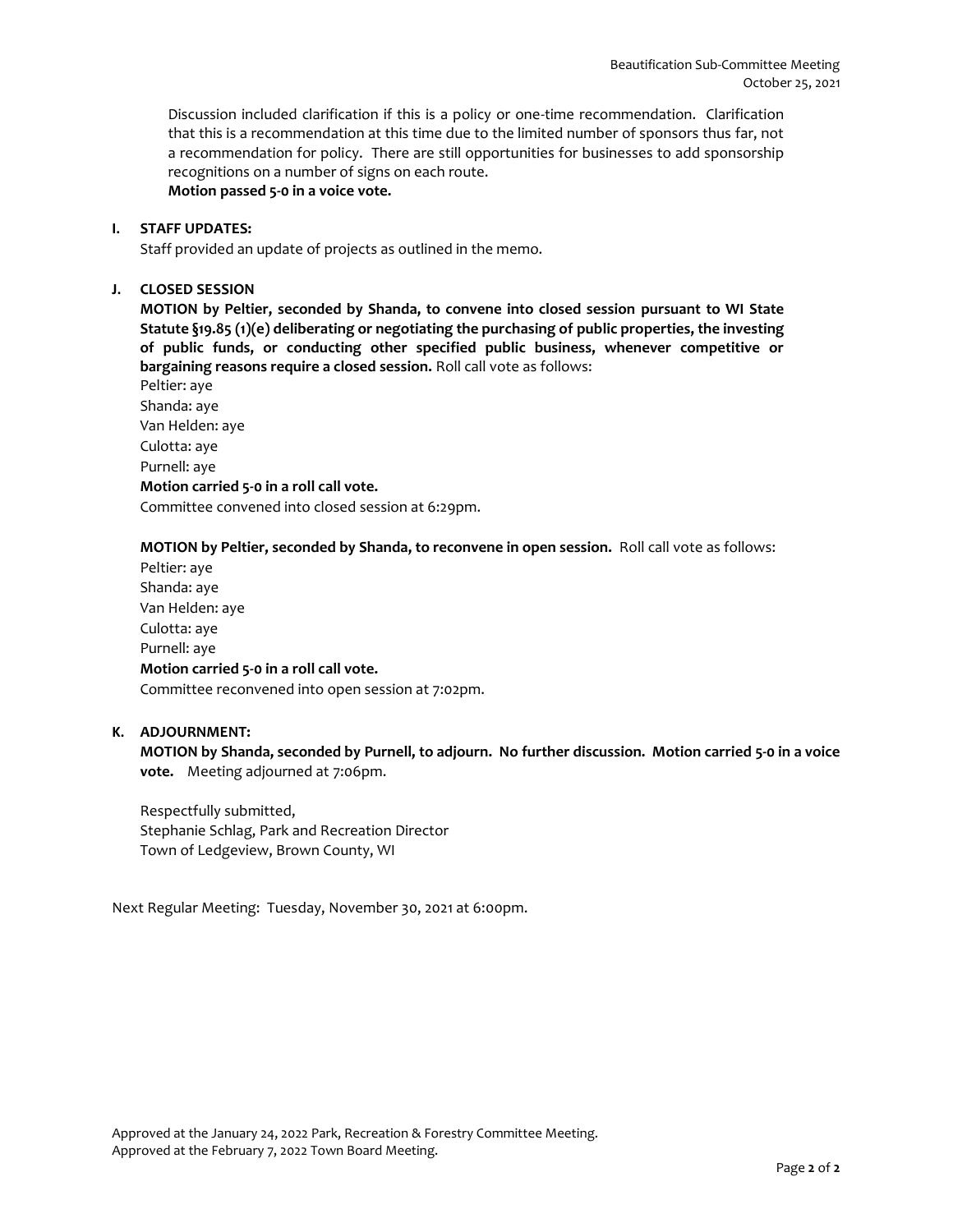Discussion included clarification if this is a policy or one-time recommendation. Clarification that this is a recommendation at this time due to the limited number of sponsors thus far, not a recommendation for policy. There are still opportunities for businesses to add sponsorship recognitions on a number of signs on each route.
**Motion passed 5-0 in a voice vote.**

**I. STAFF UPDATES:**

Staff provided an update of projects as outlined in the memo.

**J. CLOSED SESSION**

**MOTION by Peltier, seconded by Shanda, to convene into closed session pursuant to WI State Statute §19.85 (1)(e) deliberating or negotiating the purchasing of public properties, the investing of public funds, or conducting other specified public business, whenever competitive or bargaining reasons require a closed session.** Roll call vote as follows:

Peltier: aye
Shanda: aye
Van Helden: aye
Culotta: aye
Purnell: aye
**Motion carried 5-0 in a roll call vote.**
Committee convened into closed session at 6:29pm.

**MOTION by Peltier, seconded by Shanda, to reconvene in open session.** Roll call vote as follows:

Peltier: aye
Shanda: aye
Van Helden: aye
Culotta: aye
Purnell: aye
**Motion carried 5-0 in a roll call vote.**
Committee reconvened into open session at 7:02pm.

**K. ADJOURNMENT:**

**MOTION by Shanda, seconded by Purnell, to adjourn. No further discussion. Motion carried 5-0 in a voice vote.** Meeting adjourned at 7:06pm.

Respectfully submitted,
Stephanie Schlag, Park and Recreation Director
Town of Ledgeview, Brown County, WI

Next Regular Meeting: Tuesday, November 30, 2021 at 6:00pm.

Approved at the January 24, 2022 Park, Recreation & Forestry Committee Meeting.
Approved at the February 7, 2022 Town Board Meeting.